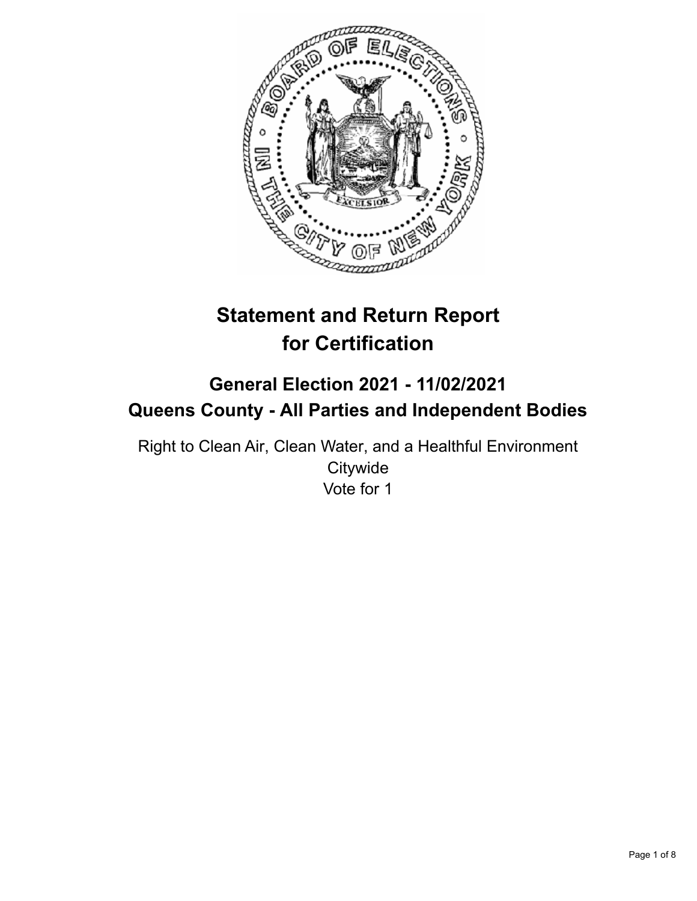# Statement and Return Report for Certification

## General Election 2021 - 11/02/2021
## Queens County - All Parties and Independent Bodies

Right to Clean Air, Clean Water, and a Healthful Environment
Citywide
Vote for 1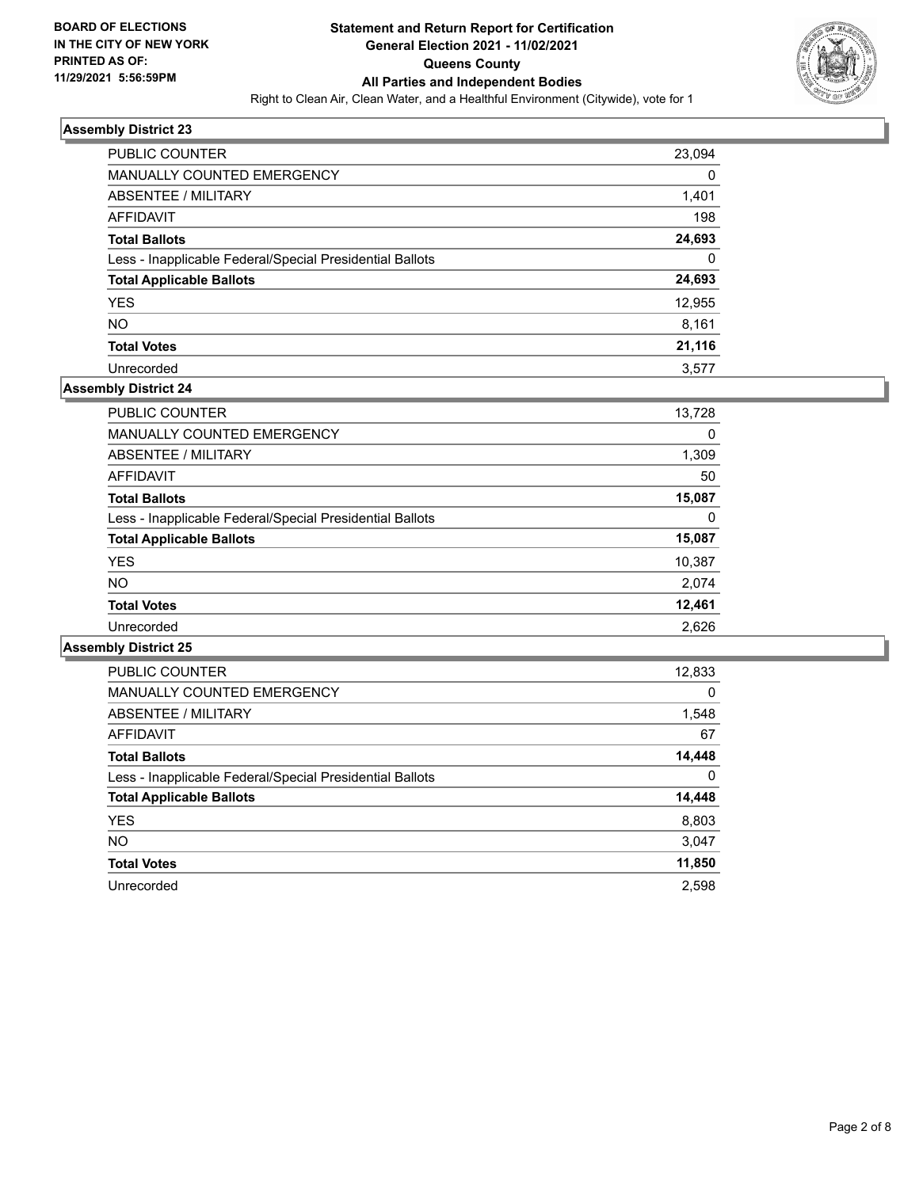BOARD OF ELECTIONS
IN THE CITY OF NEW YORK
PRINTED AS OF:
11/29/2021 5:56:59PM

# Statement and Return Report for Certification
## General Election 2021 - 11/02/2021
## Queens County
## All Parties and Independent Bodies

Right to Clean Air, Clean Water, and a Healthful Environment (Citywide), vote for 1

### Assembly District 23

| | |
|---|---|
| PUBLIC COUNTER | 23,094 |
| MANUALLY COUNTED EMERGENCY | 0 |
| ABSENTEE / MILITARY | 1,401 |
| AFFIDAVIT | 198 |
| **Total Ballots** | **24,693** |
| Less - Inapplicable Federal/Special Presidential Ballots | 0 |
| **Total Applicable Ballots** | **24,693** |
| YES | 12,955 |
| NO | 8,161 |
| **Total Votes** | **21,116** |
| Unrecorded | 3,577 |

### Assembly District 24

| | |
|---|---|
| PUBLIC COUNTER | 13,728 |
| MANUALLY COUNTED EMERGENCY | 0 |
| ABSENTEE / MILITARY | 1,309 |
| AFFIDAVIT | 50 |
| **Total Ballots** | **15,087** |
| Less - Inapplicable Federal/Special Presidential Ballots | 0 |
| **Total Applicable Ballots** | **15,087** |
| YES | 10,387 |
| NO | 2,074 |
| **Total Votes** | **12,461** |
| Unrecorded | 2,626 |

### Assembly District 25

| | |
|---|---|
| PUBLIC COUNTER | 12,833 |
| MANUALLY COUNTED EMERGENCY | 0 |
| ABSENTEE / MILITARY | 1,548 |
| AFFIDAVIT | 67 |
| **Total Ballots** | **14,448** |
| Less - Inapplicable Federal/Special Presidential Ballots | 0 |
| **Total Applicable Ballots** | **14,448** |
| YES | 8,803 |
| NO | 3,047 |
| **Total Votes** | **11,850** |
| Unrecorded | 2,598 |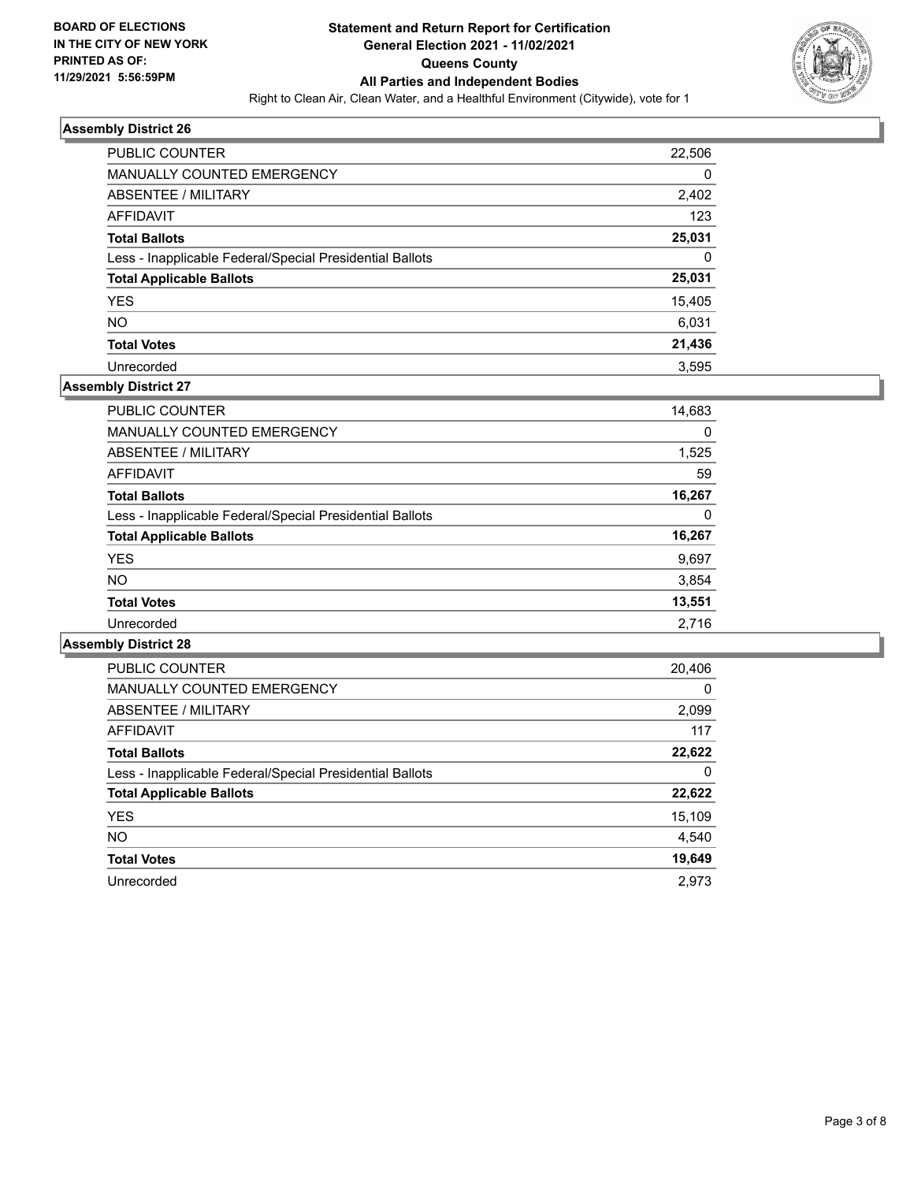**BOARD OF ELECTIONS IN THE CITY OF NEW YORK PRINTED AS OF: 11/29/2021 5:56:59PM**

# Statement and Return Report for Certification General Election 2021 - 11/02/2021 Queens County All Parties and Independent Bodies

Right to Clean Air, Clean Water, and a Healthful Environment (Citywide), vote for 1

## Assembly District 26

| | |
|---|---|
| PUBLIC COUNTER | 22,506 |
| MANUALLY COUNTED EMERGENCY | 0 |
| ABSENTEE / MILITARY | 2,402 |
| AFFIDAVIT | 123 |
| **Total Ballots** | **25,031** |
| Less - Inapplicable Federal/Special Presidential Ballots | 0 |
| **Total Applicable Ballots** | **25,031** |
| YES | 15,405 |
| NO | 6,031 |
| **Total Votes** | **21,436** |
| Unrecorded | 3,595 |

## Assembly District 27

| | |
|---|---|
| PUBLIC COUNTER | 14,683 |
| MANUALLY COUNTED EMERGENCY | 0 |
| ABSENTEE / MILITARY | 1,525 |
| AFFIDAVIT | 59 |
| **Total Ballots** | **16,267** |
| Less - Inapplicable Federal/Special Presidential Ballots | 0 |
| **Total Applicable Ballots** | **16,267** |
| YES | 9,697 |
| NO | 3,854 |
| **Total Votes** | **13,551** |
| Unrecorded | 2,716 |

## Assembly District 28

| | |
|---|---|
| PUBLIC COUNTER | 20,406 |
| MANUALLY COUNTED EMERGENCY | 0 |
| ABSENTEE / MILITARY | 2,099 |
| AFFIDAVIT | 117 |
| **Total Ballots** | **22,622** |
| Less - Inapplicable Federal/Special Presidential Ballots | 0 |
| **Total Applicable Ballots** | **22,622** |
| YES | 15,109 |
| NO | 4,540 |
| **Total Votes** | **19,649** |
| Unrecorded | 2,973 |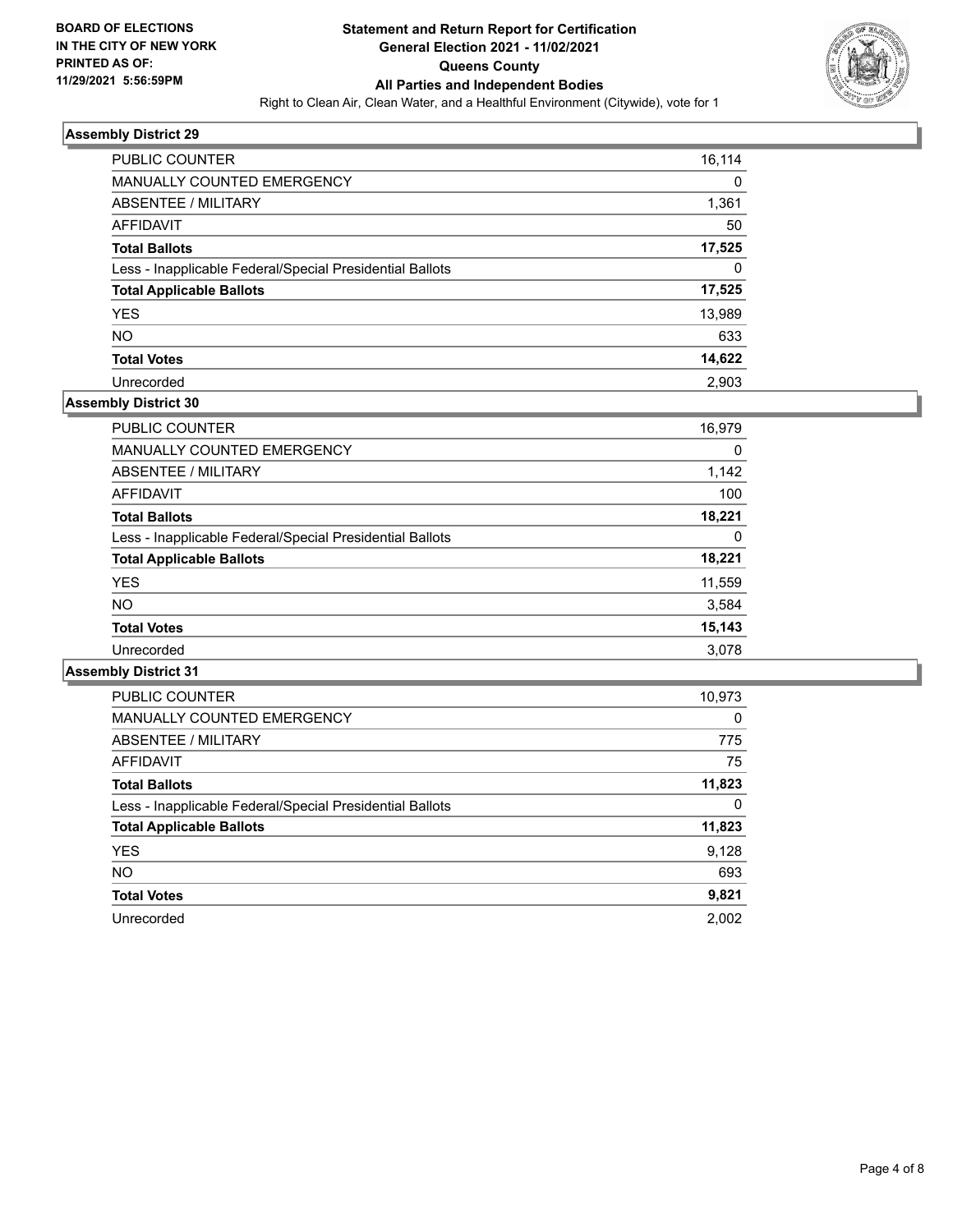BOARD OF ELECTIONS
IN THE CITY OF NEW YORK
PRINTED AS OF:
11/29/2021 5:56:59PM

**Statement and Return Report for Certification**
**General Election 2021 - 11/02/2021**
**Queens County**
**All Parties and Independent Bodies**
Right to Clean Air, Clean Water, and a Healthful Environment (Citywide), vote for 1

### Assembly District 29

| | |
|---|---|
| PUBLIC COUNTER | 16,114 |
| MANUALLY COUNTED EMERGENCY | 0 |
| ABSENTEE / MILITARY | 1,361 |
| AFFIDAVIT | 50 |
| **Total Ballots** | **17,525** |
| Less - Inapplicable Federal/Special Presidential Ballots | 0 |
| **Total Applicable Ballots** | **17,525** |
| YES | 13,989 |
| NO | 633 |
| **Total Votes** | **14,622** |
| Unrecorded | 2,903 |

### Assembly District 30

| | |
|---|---|
| PUBLIC COUNTER | 16,979 |
| MANUALLY COUNTED EMERGENCY | 0 |
| ABSENTEE / MILITARY | 1,142 |
| AFFIDAVIT | 100 |
| **Total Ballots** | **18,221** |
| Less - Inapplicable Federal/Special Presidential Ballots | 0 |
| **Total Applicable Ballots** | **18,221** |
| YES | 11,559 |
| NO | 3,584 |
| **Total Votes** | **15,143** |
| Unrecorded | 3,078 |

### Assembly District 31

| | |
|---|---|
| PUBLIC COUNTER | 10,973 |
| MANUALLY COUNTED EMERGENCY | 0 |
| ABSENTEE / MILITARY | 775 |
| AFFIDAVIT | 75 |
| **Total Ballots** | **11,823** |
| Less - Inapplicable Federal/Special Presidential Ballots | 0 |
| **Total Applicable Ballots** | **11,823** |
| YES | 9,128 |
| NO | 693 |
| **Total Votes** | **9,821** |
| Unrecorded | 2,002 |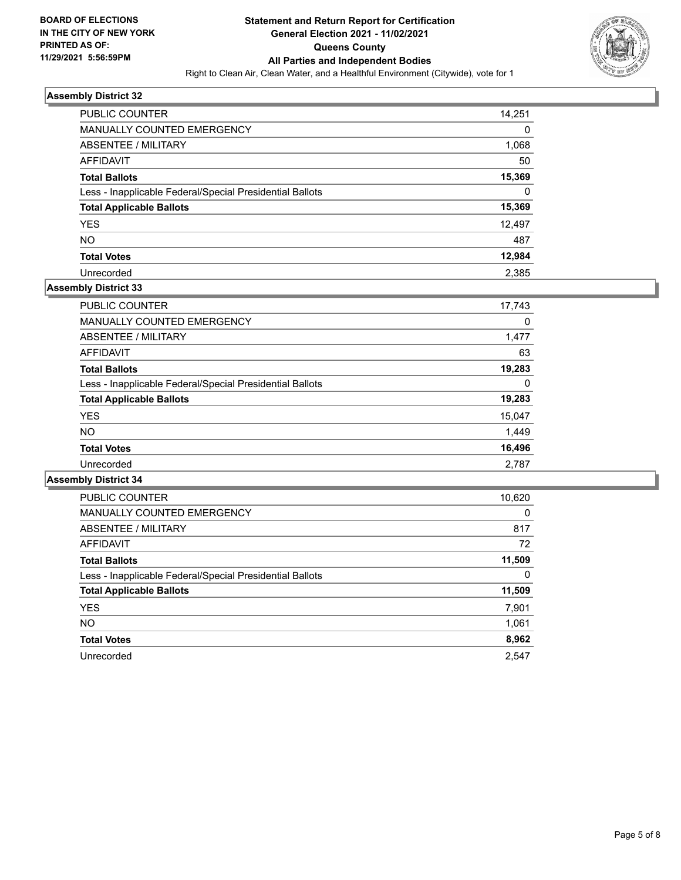**BOARD OF ELECTIONS IN THE CITY OF NEW YORK PRINTED AS OF: 11/29/2021 5:56:59PM**

# Statement and Return Report for Certification
## General Election 2021 - 11/02/2021
## Queens County
## All Parties and Independent Bodies

Right to Clean Air, Clean Water, and a Healthful Environment (Citywide), vote for 1

### Assembly District 32

| | |
|---|---|
| PUBLIC COUNTER | 14,251 |
| MANUALLY COUNTED EMERGENCY | 0 |
| ABSENTEE / MILITARY | 1,068 |
| AFFIDAVIT | 50 |
| **Total Ballots** | **15,369** |
| Less - Inapplicable Federal/Special Presidential Ballots | 0 |
| **Total Applicable Ballots** | **15,369** |
| YES | 12,497 |
| NO | 487 |
| **Total Votes** | **12,984** |
| Unrecorded | 2,385 |

### Assembly District 33

| | |
|---|---|
| PUBLIC COUNTER | 17,743 |
| MANUALLY COUNTED EMERGENCY | 0 |
| ABSENTEE / MILITARY | 1,477 |
| AFFIDAVIT | 63 |
| **Total Ballots** | **19,283** |
| Less - Inapplicable Federal/Special Presidential Ballots | 0 |
| **Total Applicable Ballots** | **19,283** |
| YES | 15,047 |
| NO | 1,449 |
| **Total Votes** | **16,496** |
| Unrecorded | 2,787 |

### Assembly District 34

| | |
|---|---|
| PUBLIC COUNTER | 10,620 |
| MANUALLY COUNTED EMERGENCY | 0 |
| ABSENTEE / MILITARY | 817 |
| AFFIDAVIT | 72 |
| **Total Ballots** | **11,509** |
| Less - Inapplicable Federal/Special Presidential Ballots | 0 |
| **Total Applicable Ballots** | **11,509** |
| YES | 7,901 |
| NO | 1,061 |
| **Total Votes** | **8,962** |
| Unrecorded | 2,547 |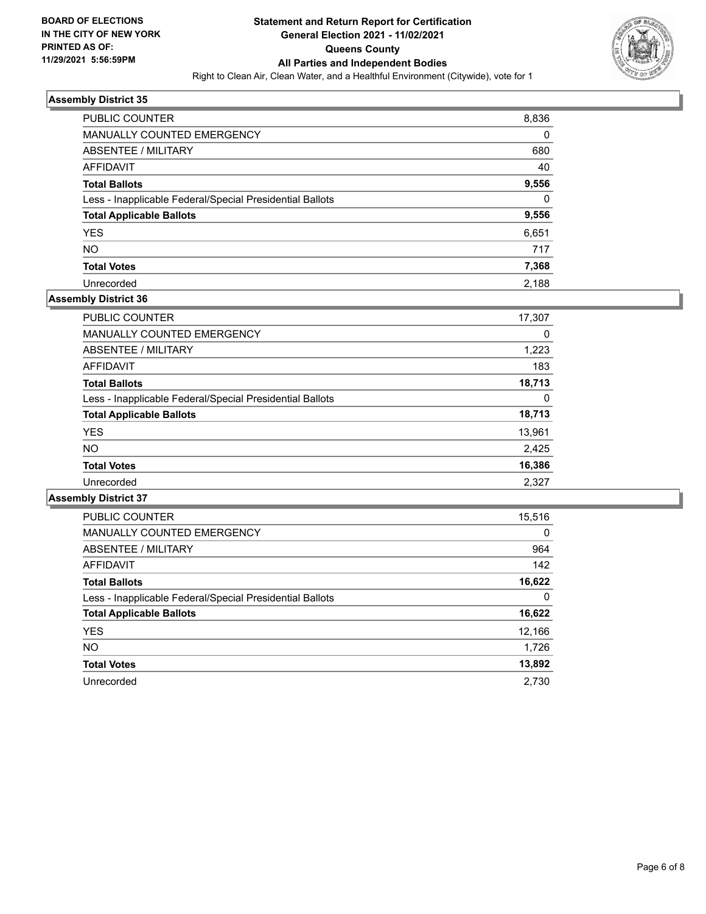**BOARD OF ELECTIONS IN THE CITY OF NEW YORK PRINTED AS OF: 11/29/2021 5:56:59PM**

# Statement and Return Report for Certification General Election 2021 - 11/02/2021 Queens County All Parties and Independent Bodies

Right to Clean Air, Clean Water, and a Healthful Environment (Citywide), vote for 1

## Assembly District 35

| | |
|---|---|
| PUBLIC COUNTER | 8,836 |
| MANUALLY COUNTED EMERGENCY | 0 |
| ABSENTEE / MILITARY | 680 |
| AFFIDAVIT | 40 |
| **Total Ballots** | **9,556** |
| Less - Inapplicable Federal/Special Presidential Ballots | 0 |
| **Total Applicable Ballots** | **9,556** |
| YES | 6,651 |
| NO | 717 |
| **Total Votes** | **7,368** |
| Unrecorded | 2,188 |

## Assembly District 36

| | |
|---|---|
| PUBLIC COUNTER | 17,307 |
| MANUALLY COUNTED EMERGENCY | 0 |
| ABSENTEE / MILITARY | 1,223 |
| AFFIDAVIT | 183 |
| **Total Ballots** | **18,713** |
| Less - Inapplicable Federal/Special Presidential Ballots | 0 |
| **Total Applicable Ballots** | **18,713** |
| YES | 13,961 |
| NO | 2,425 |
| **Total Votes** | **16,386** |
| Unrecorded | 2,327 |

## Assembly District 37

| | |
|---|---|
| PUBLIC COUNTER | 15,516 |
| MANUALLY COUNTED EMERGENCY | 0 |
| ABSENTEE / MILITARY | 964 |
| AFFIDAVIT | 142 |
| **Total Ballots** | **16,622** |
| Less - Inapplicable Federal/Special Presidential Ballots | 0 |
| **Total Applicable Ballots** | **16,622** |
| YES | 12,166 |
| NO | 1,726 |
| **Total Votes** | **13,892** |
| Unrecorded | 2,730 |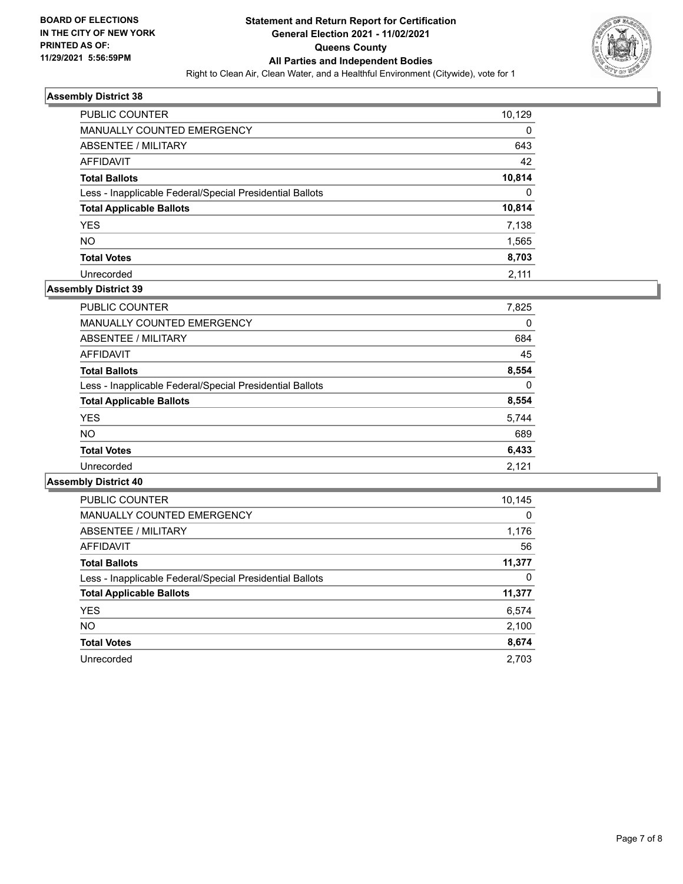BOARD OF ELECTIONS
IN THE CITY OF NEW YORK
PRINTED AS OF:
11/29/2021 5:56:59PM

**Statement and Return Report for Certification**
**General Election 2021 - 11/02/2021**
**Queens County**
**All Parties and Independent Bodies**
Right to Clean Air, Clean Water, and a Healthful Environment (Citywide), vote for 1

### Assembly District 38

| | |
|---|---|
| PUBLIC COUNTER | 10,129 |
| MANUALLY COUNTED EMERGENCY | 0 |
| ABSENTEE / MILITARY | 643 |
| AFFIDAVIT | 42 |
| **Total Ballots** | **10,814** |
| Less - Inapplicable Federal/Special Presidential Ballots | 0 |
| **Total Applicable Ballots** | **10,814** |
| YES | 7,138 |
| NO | 1,565 |
| **Total Votes** | **8,703** |
| Unrecorded | 2,111 |

### Assembly District 39

| | |
|---|---|
| PUBLIC COUNTER | 7,825 |
| MANUALLY COUNTED EMERGENCY | 0 |
| ABSENTEE / MILITARY | 684 |
| AFFIDAVIT | 45 |
| **Total Ballots** | **8,554** |
| Less - Inapplicable Federal/Special Presidential Ballots | 0 |
| **Total Applicable Ballots** | **8,554** |
| YES | 5,744 |
| NO | 689 |
| **Total Votes** | **6,433** |
| Unrecorded | 2,121 |

### Assembly District 40

| | |
|---|---|
| PUBLIC COUNTER | 10,145 |
| MANUALLY COUNTED EMERGENCY | 0 |
| ABSENTEE / MILITARY | 1,176 |
| AFFIDAVIT | 56 |
| **Total Ballots** | **11,377** |
| Less - Inapplicable Federal/Special Presidential Ballots | 0 |
| **Total Applicable Ballots** | **11,377** |
| YES | 6,574 |
| NO | 2,100 |
| **Total Votes** | **8,674** |
| Unrecorded | 2,703 |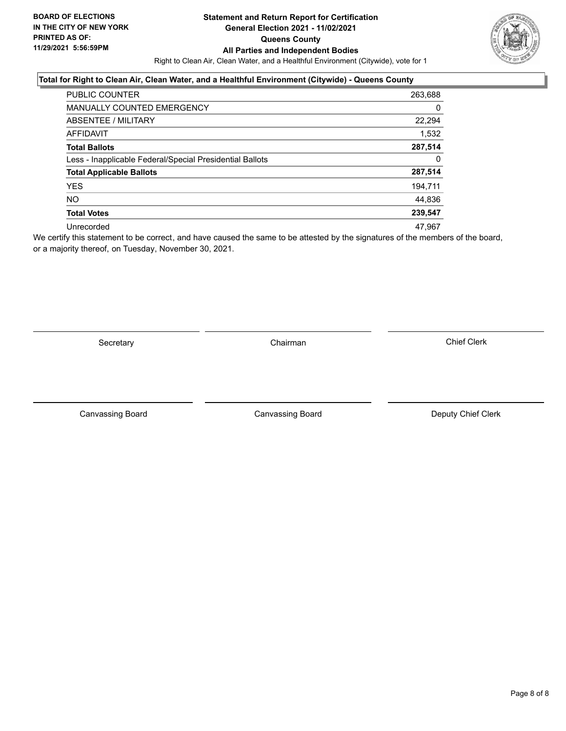**BOARD OF ELECTIONS IN THE CITY OF NEW YORK PRINTED AS OF: 11/29/2021 5:56:59PM**

# Statement and Return Report for Certification
## General Election 2021 - 11/02/2021
## Queens County
## All Parties and Independent Bodies

Right to Clean Air, Clean Water, and a Healthful Environment (Citywide), vote for 1

### Total for Right to Clean Air, Clean Water, and a Healthful Environment (Citywide) - Queens County

| | |
|---|---|
| PUBLIC COUNTER | 263,688 |
| MANUALLY COUNTED EMERGENCY | 0 |
| ABSENTEE / MILITARY | 22,294 |
| AFFIDAVIT | 1,532 |
| **Total Ballots** | **287,514** |
| Less - Inapplicable Federal/Special Presidential Ballots | 0 |
| **Total Applicable Ballots** | **287,514** |
| YES | 194,711 |
| NO | 44,836 |
| **Total Votes** | **239,547** |
| Unrecorded | 47,967 |

We certify this statement to be correct, and have caused the same to be attested by the signatures of the members of the board, or a majority thereof, on Tuesday, November 30, 2021.

Secretary Chairman Chief Clerk

Canvassing Board Canvassing Board Deputy Chief Clerk